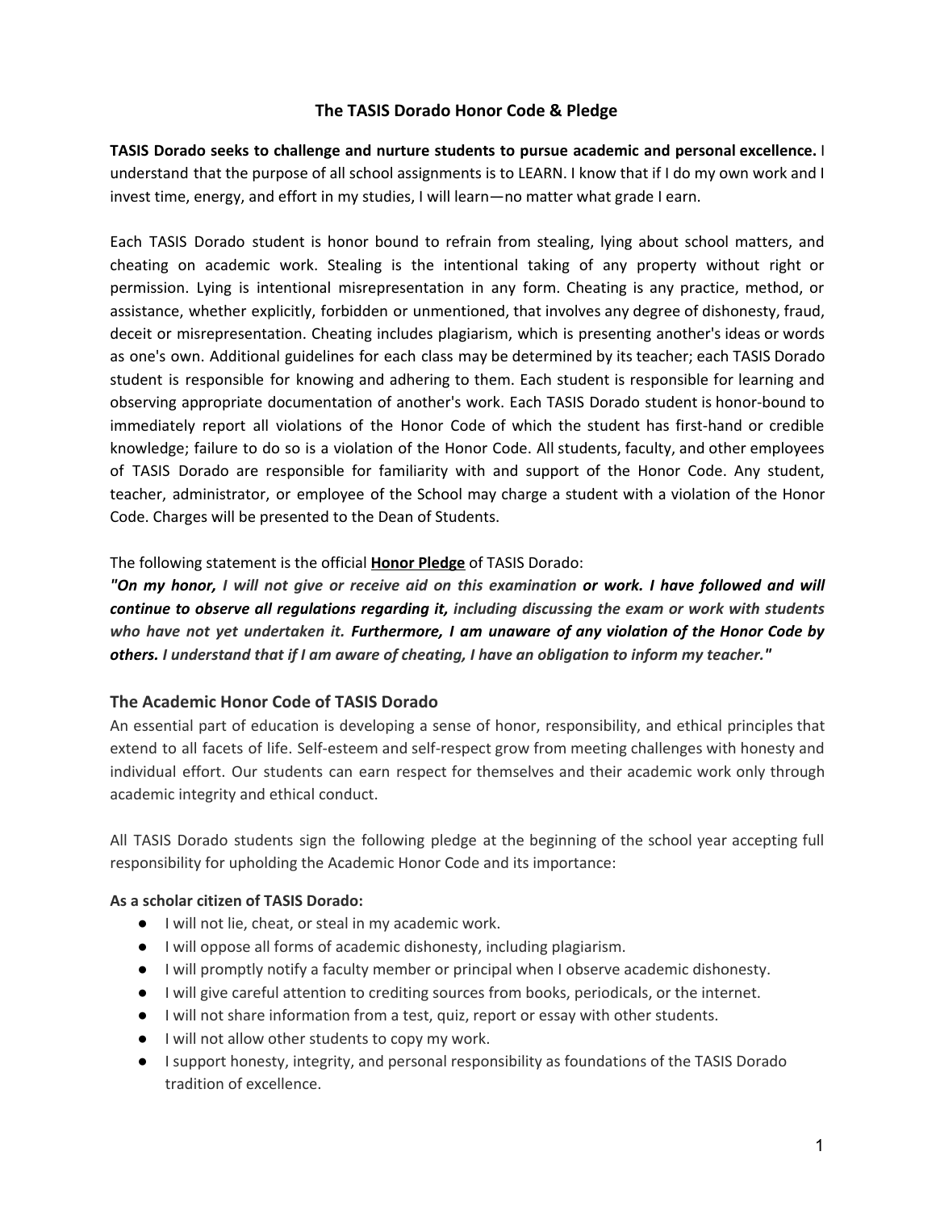# The TASIS Dorado Honor Code & Pledge

**TASIS Dorado seeks to challenge and nurture students to pursue academic and personal excellence.** I understand that the purpose of all school assignments is to LEARN. I know that if I do my own work and I invest time, energy, and effort in my studies, I will learn—no matter what grade I earn.

Each TASIS Dorado student is honor bound to refrain from stealing, lying about school matters, and cheating on academic work. Stealing is the intentional taking of any property without right or permission. Lying is intentional misrepresentation in any form. Cheating is any practice, method, or assistance, whether explicitly, forbidden or unmentioned, that involves any degree of dishonesty, fraud, deceit or misrepresentation. Cheating includes plagiarism, which is presenting another's ideas or words as one's own. Additional guidelines for each class may be determined by its teacher; each TASIS Dorado student is responsible for knowing and adhering to them. Each student is responsible for learning and observing appropriate documentation of another's work. Each TASIS Dorado student is honor-bound to immediately report all violations of the Honor Code of which the student has first-hand or credible knowledge; failure to do so is a violation of the Honor Code. All students, faculty, and other employees of TASIS Dorado are responsible for familiarity with and support of the Honor Code. Any student, teacher, administrator, or employee of the School may charge a student with a violation of the Honor Code. Charges will be presented to the Dean of Students.

The following statement is the official **Honor Pledge** of TASIS Dorado:

***"On my honor, I will not give or receive aid on this examination or work. I have followed and will continue to observe all regulations regarding it, including discussing the exam or work with students who have not yet undertaken it. Furthermore, I am unaware of any violation of the Honor Code by others. I understand that if I am aware of cheating, I have an obligation to inform my teacher."***

## The Academic Honor Code of TASIS Dorado

An essential part of education is developing a sense of honor, responsibility, and ethical principles that extend to all facets of life. Self-esteem and self-respect grow from meeting challenges with honesty and individual effort. Our students can earn respect for themselves and their academic work only through academic integrity and ethical conduct.

All TASIS Dorado students sign the following pledge at the beginning of the school year accepting full responsibility for upholding the Academic Honor Code and its importance:

**As a scholar citizen of TASIS Dorado:**

- I will not lie, cheat, or steal in my academic work.
- I will oppose all forms of academic dishonesty, including plagiarism.
- I will promptly notify a faculty member or principal when I observe academic dishonesty.
- I will give careful attention to crediting sources from books, periodicals, or the internet.
- I will not share information from a test, quiz, report or essay with other students.
- I will not allow other students to copy my work.
- I support honesty, integrity, and personal responsibility as foundations of the TASIS Dorado tradition of excellence.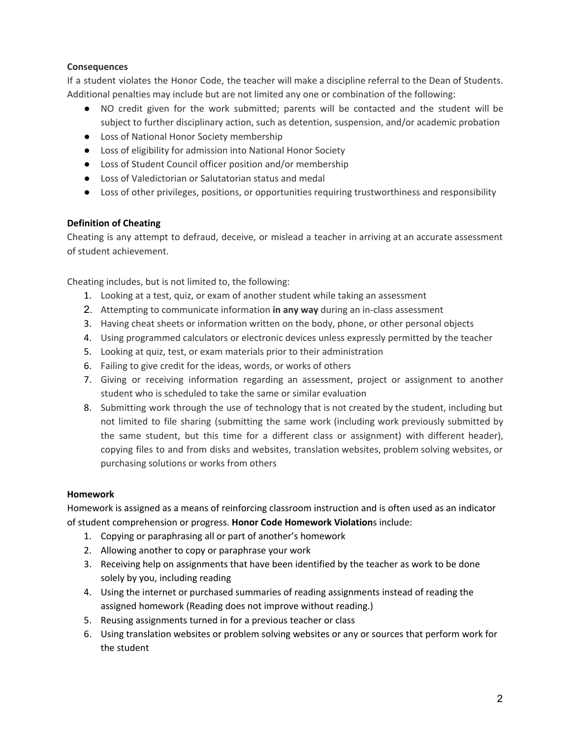**Consequences**

If a student violates the Honor Code, the teacher will make a discipline referral to the Dean of Students. Additional penalties may include but are not limited any one or combination of the following:

- NO credit given for the work submitted; parents will be contacted and the student will be subject to further disciplinary action, such as detention, suspension, and/or academic probation
- Loss of National Honor Society membership
- Loss of eligibility for admission into National Honor Society
- Loss of Student Council officer position and/or membership
- Loss of Valedictorian or Salutatorian status and medal
- Loss of other privileges, positions, or opportunities requiring trustworthiness and responsibility

**Definition of Cheating**

Cheating is any attempt to defraud, deceive, or mislead a teacher in arriving at an accurate assessment of student achievement.

Cheating includes, but is not limited to, the following:

1. Looking at a test, quiz, or exam of another student while taking an assessment
2. Attempting to communicate information **in any way** during an in-class assessment
3. Having cheat sheets or information written on the body, phone, or other personal objects
4. Using programmed calculators or electronic devices unless expressly permitted by the teacher
5. Looking at quiz, test, or exam materials prior to their administration
6. Failing to give credit for the ideas, words, or works of others
7. Giving or receiving information regarding an assessment, project or assignment to another student who is scheduled to take the same or similar evaluation
8. Submitting work through the use of technology that is not created by the student, including but not limited to file sharing (submitting the same work (including work previously submitted by the same student, but this time for a different class or assignment) with different header), copying files to and from disks and websites, translation websites, problem solving websites, or purchasing solutions or works from others

**Homework**

Homework is assigned as a means of reinforcing classroom instruction and is often used as an indicator of student comprehension or progress. **Honor Code Homework Violation**s include:

1. Copying or paraphrasing all or part of another's homework
2. Allowing another to copy or paraphrase your work
3. Receiving help on assignments that have been identified by the teacher as work to be done solely by you, including reading
4. Using the internet or purchased summaries of reading assignments instead of reading the assigned homework (Reading does not improve without reading.)
5. Reusing assignments turned in for a previous teacher or class
6. Using translation websites or problem solving websites or any or sources that perform work for the student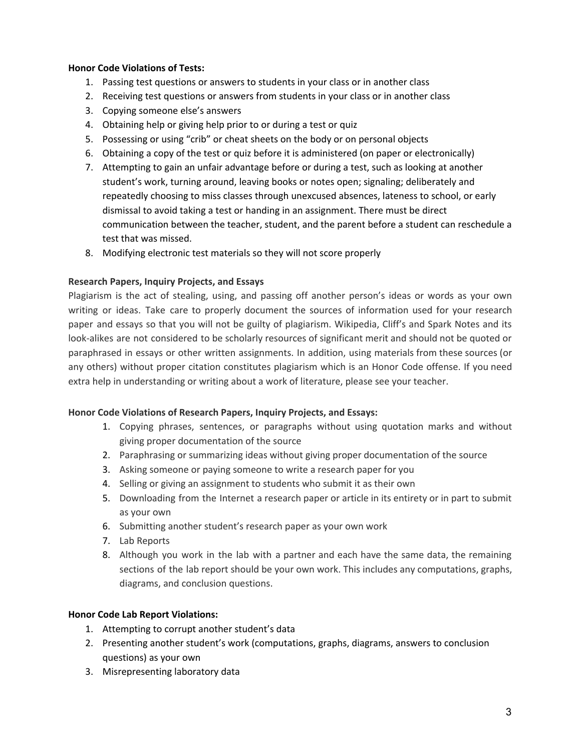**Honor Code Violations of Tests:**

1. Passing test questions or answers to students in your class or in another class
2. Receiving test questions or answers from students in your class or in another class
3. Copying someone else's answers
4. Obtaining help or giving help prior to or during a test or quiz
5. Possessing or using "crib" or cheat sheets on the body or on personal objects
6. Obtaining a copy of the test or quiz before it is administered (on paper or electronically)
7. Attempting to gain an unfair advantage before or during a test, such as looking at another student's work, turning around, leaving books or notes open; signaling; deliberately and repeatedly choosing to miss classes through unexcused absences, lateness to school, or early dismissal to avoid taking a test or handing in an assignment. There must be direct communication between the teacher, student, and the parent before a student can reschedule a test that was missed.
8. Modifying electronic test materials so they will not score properly

**Research Papers, Inquiry Projects, and Essays**

Plagiarism is the act of stealing, using, and passing off another person's ideas or words as your own writing or ideas. Take care to properly document the sources of information used for your research paper and essays so that you will not be guilty of plagiarism. Wikipedia, Cliff's and Spark Notes and its look-alikes are not considered to be scholarly resources of significant merit and should not be quoted or paraphrased in essays or other written assignments. In addition, using materials from these sources (or any others) without proper citation constitutes plagiarism which is an Honor Code offense. If you need extra help in understanding or writing about a work of literature, please see your teacher.

**Honor Code Violations of Research Papers, Inquiry Projects, and Essays:**

1. Copying phrases, sentences, or paragraphs without using quotation marks and without giving proper documentation of the source
2. Paraphrasing or summarizing ideas without giving proper documentation of the source
3. Asking someone or paying someone to write a research paper for you
4. Selling or giving an assignment to students who submit it as their own
5. Downloading from the Internet a research paper or article in its entirety or in part to submit as your own
6. Submitting another student's research paper as your own work
7. Lab Reports
8. Although you work in the lab with a partner and each have the same data, the remaining sections of the lab report should be your own work. This includes any computations, graphs, diagrams, and conclusion questions.

**Honor Code Lab Report Violations:**

1. Attempting to corrupt another student's data
2. Presenting another student's work (computations, graphs, diagrams, answers to conclusion questions) as your own
3. Misrepresenting laboratory data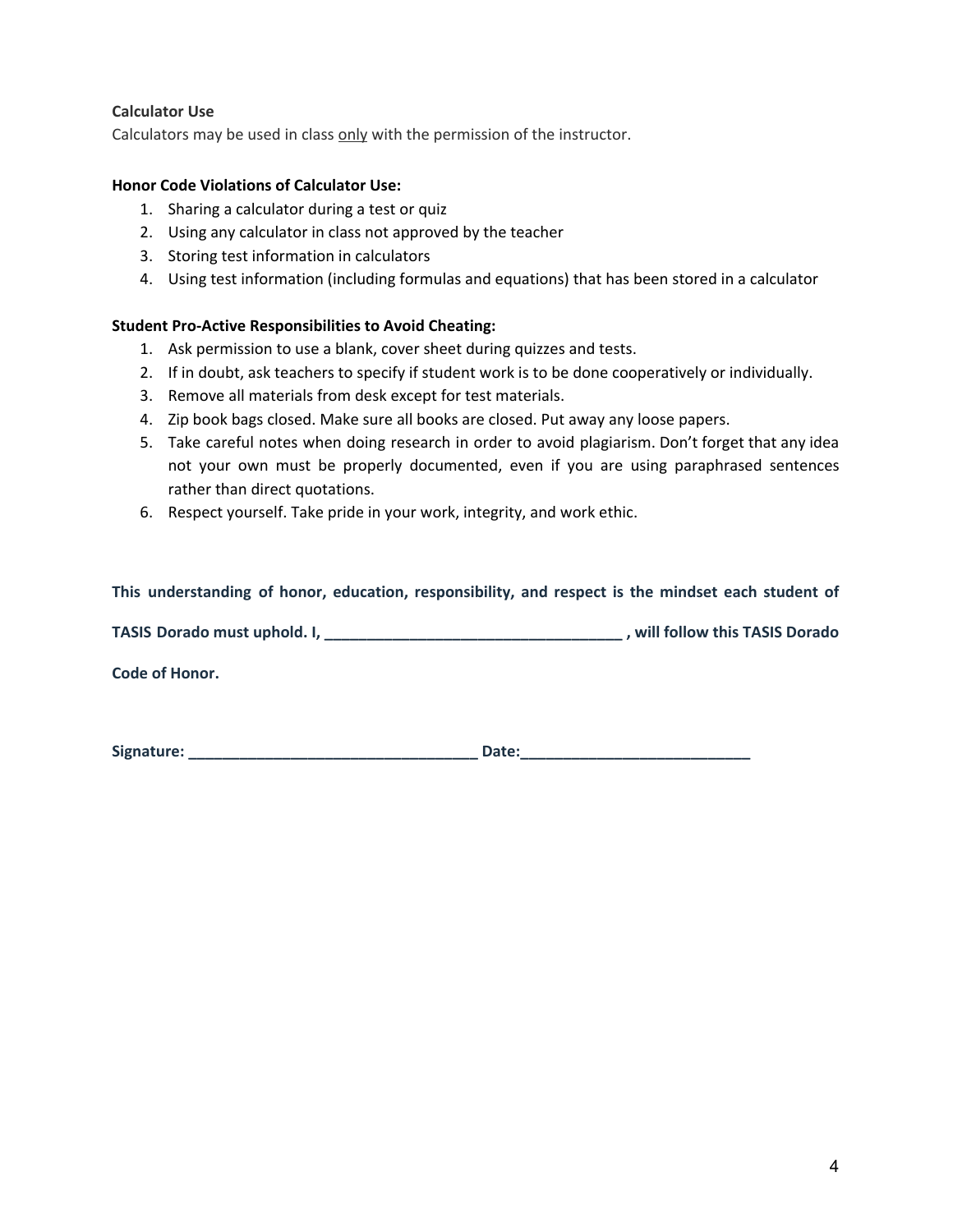**Calculator Use**

Calculators may be used in class <u>only</u> with the permission of the instructor.

**Honor Code Violations of Calculator Use:**

1. Sharing a calculator during a test or quiz
2. Using any calculator in class not approved by the teacher
3. Storing test information in calculators
4. Using test information (including formulas and equations) that has been stored in a calculator

**Student Pro-Active Responsibilities to Avoid Cheating:**

1. Ask permission to use a blank, cover sheet during quizzes and tests.
2. If in doubt, ask teachers to specify if student work is to be done cooperatively or individually.
3. Remove all materials from desk except for test materials.
4. Zip book bags closed. Make sure all books are closed. Put away any loose papers.
5. Take careful notes when doing research in order to avoid plagiarism. Don't forget that any idea not your own must be properly documented, even if you are using paraphrased sentences rather than direct quotations.
6. Respect yourself. Take pride in your work, integrity, and work ethic.

**This understanding of honor, education, responsibility, and respect is the mindset each student of TASIS Dorado must uphold. I, ___________________________________ , will follow this TASIS Dorado Code of Honor.**

**Signature: _________________________________ Date:__________________________**